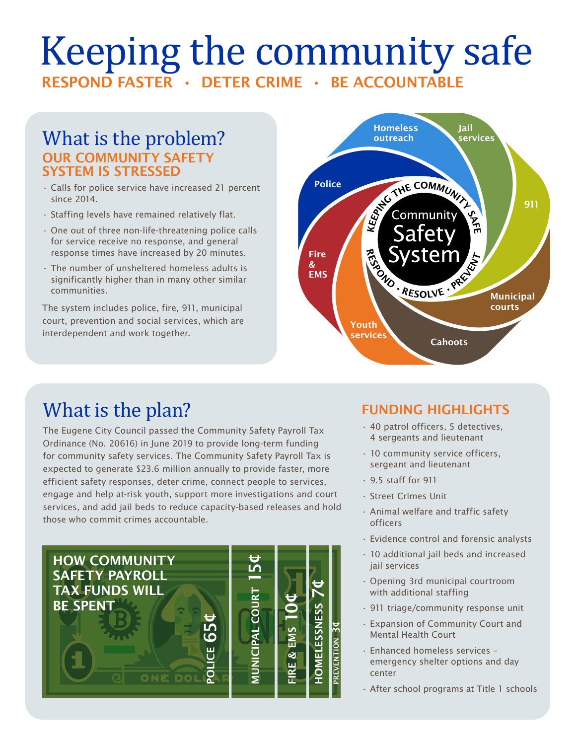# Keeping the community safe

**RESPOND FASTER • DETER CRIME • BE ACCOUNTABLE**

## What is the problem?

**OUR COMMUNITY SAFETY SYSTEM IS STRESSED**

- Calls for police service have increased 21 percent since 2014.
- Staffing levels have remained relatively flat.
- One out of three non-life-threatening police calls for service receive no response, and general response times have increased by 20 minutes.
- The number of unsheltered homeless adults is significantly higher than in many other similar communities.

The system includes police, fire, 911, municipal court, prevention and social services, which are interdependent and work together.

Community Safety System — KEEPING THE COMMUNITY SAFE — RESPOND • RESOLVE • PREVENT

Homeless outreach, Jail services, 911, Municipal courts, Cahoots, Youth services, Fire & EMS, Police

## What is the plan?

The Eugene City Council passed the Community Safety Payroll Tax Ordinance (No. 20616) in June 2019 to provide long-term funding for community safety services. The Community Safety Payroll Tax is expected to generate $23.6 million annually to provide faster, more efficient safety responses, deter crime, connect people to services, engage and help at-risk youth, support more investigations and court services, and add jail beds to reduce capacity-based releases and hold those who commit crimes accountable.

**HOW COMMUNITY SAFETY PAYROLL TAX FUNDS WILL BE SPENT**

| Category | Amount |
| --- | --- |
| Police | 65¢ |
| Municipal Court | 15¢ |
| Fire & EMS | 10¢ |
| Homelessness | 7¢ |
| Prevention | 3¢ |

## FUNDING HIGHLIGHTS

- 40 patrol officers, 5 detectives, 4 sergeants and lieutenant
- 10 community service officers, sergeant and lieutenant
- 9.5 staff for 911
- Street Crimes Unit
- Animal welfare and traffic safety officers
- Evidence control and forensic analysts
- 10 additional jail beds and increased jail services
- Opening 3rd municipal courtroom with additional staffing
- 911 triage/community response unit
- Expansion of Community Court and Mental Health Court
- Enhanced homeless services – emergency shelter options and day center
- After school programs at Title 1 schools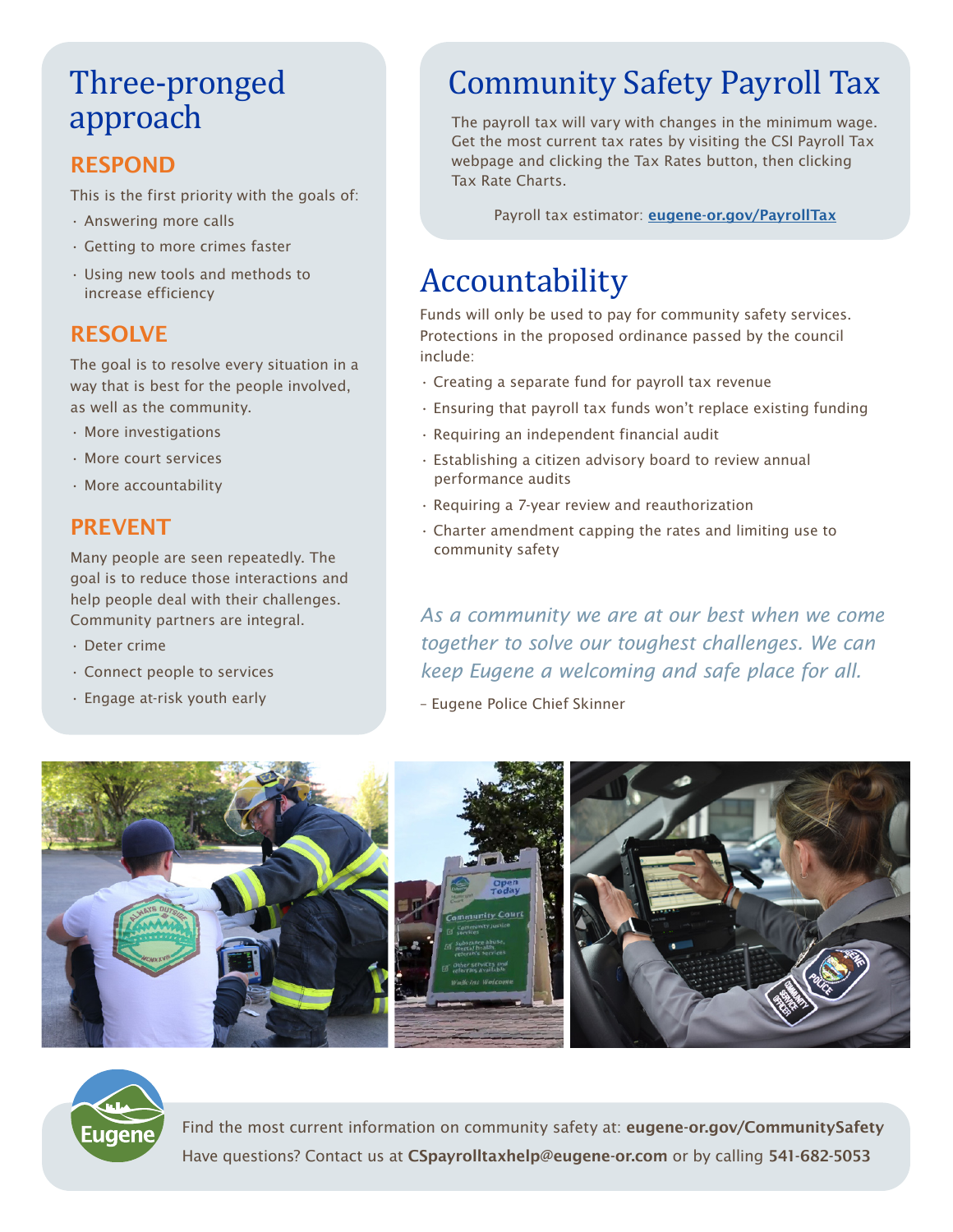## Three-pronged approach

### RESPOND

This is the first priority with the goals of:

- Answering more calls
- Getting to more crimes faster
- Using new tools and methods to increase efficiency

### RESOLVE

The goal is to resolve every situation in a way that is best for the people involved, as well as the community.

- More investigations
- More court services
- More accountability

### PREVENT

Many people are seen repeatedly. The goal is to reduce those interactions and help people deal with their challenges. Community partners are integral.

- Deter crime
- Connect people to services
- Engage at-risk youth early

## Community Safety Payroll Tax

The payroll tax will vary with changes in the minimum wage. Get the most current tax rates by visiting the CSI Payroll Tax webpage and clicking the Tax Rates button, then clicking Tax Rate Charts.

Payroll tax estimator: **eugene-or.gov/PayrollTax**

## Accountability

Funds will only be used to pay for community safety services. Protections in the proposed ordinance passed by the council include:

- Creating a separate fund for payroll tax revenue
- Ensuring that payroll tax funds won't replace existing funding
- Requiring an independent financial audit
- Establishing a citizen advisory board to review annual performance audits
- Requiring a 7-year review and reauthorization
- Charter amendment capping the rates and limiting use to community safety

*As a community we are at our best when we come together to solve our toughest challenges. We can keep Eugene a welcoming and safe place for all.*

– Eugene Police Chief Skinner

Find the most current information on community safety at: **eugene-or.gov/CommunitySafety**

Have questions? Contact us at **CSpayrolltaxhelp@eugene-or.com** or by calling **541-682-5053**